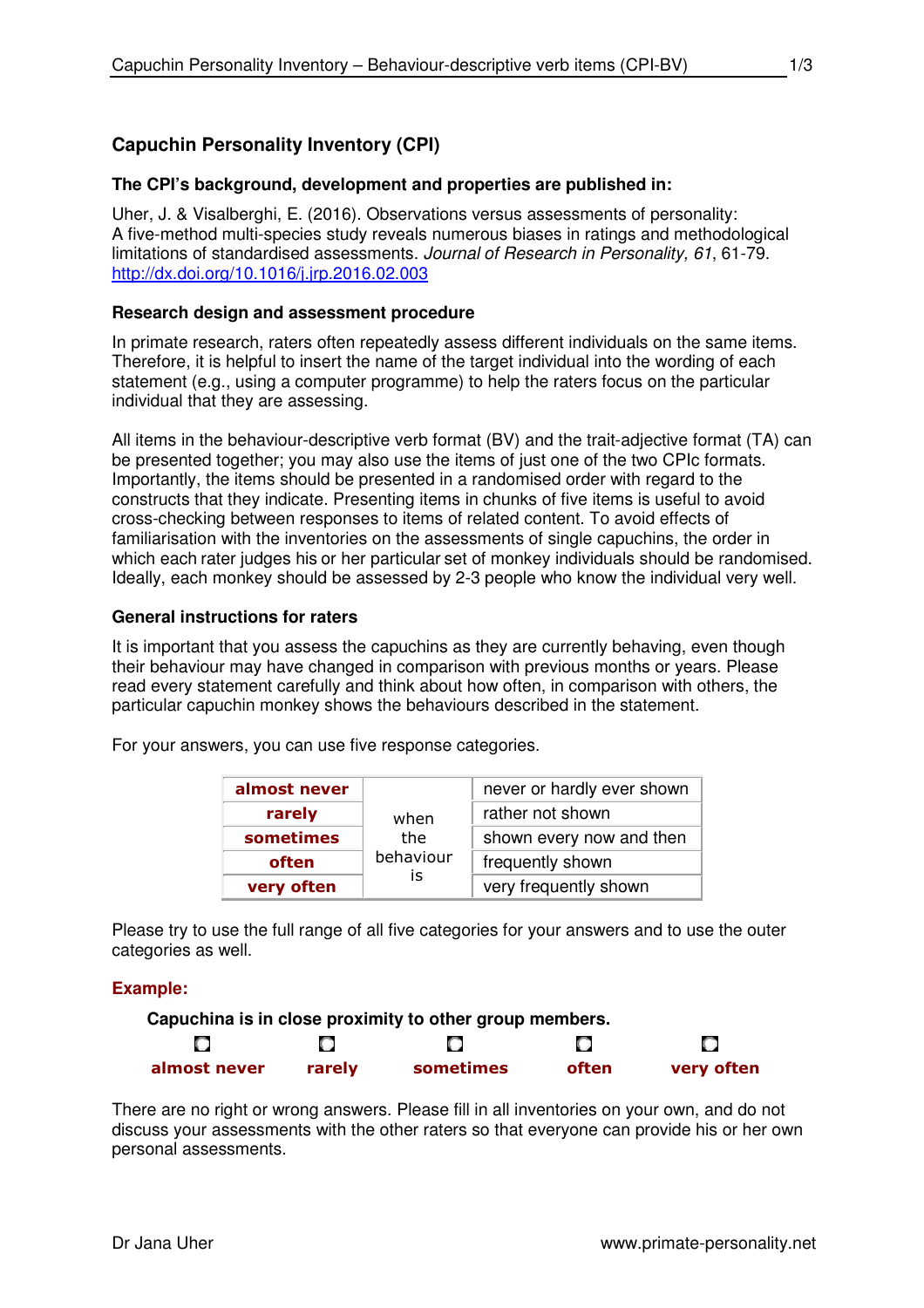## Capuchin Personality Inventory (CPI)

### The CPI's background, development and properties are published in:

Uher, J. & Visalberghi, E. (2016). Observations versus assessments of personality: A five-method multi-species study reveals numerous biases in ratings and methodological limitations of standardised assessments. *Journal of Research in Personality, 61*, 61-79. http://dx.doi.org/10.1016/j.jrp.2016.02.003

### Research design and assessment procedure

In primate research, raters often repeatedly assess different individuals on the same items. Therefore, it is helpful to insert the name of the target individual into the wording of each statement (e.g., using a computer programme) to help the raters focus on the particular individual that they are assessing.

All items in the behaviour-descriptive verb format (BV) and the trait-adjective format (TA) can be presented together; you may also use the items of just one of the two CPIc formats. Importantly, the items should be presented in a randomised order with regard to the constructs that they indicate. Presenting items in chunks of five items is useful to avoid cross-checking between responses to items of related content. To avoid effects of familiarisation with the inventories on the assessments of single capuchins, the order in which each rater judges his or her particular set of monkey individuals should be randomised. Ideally, each monkey should be assessed by 2-3 people who know the individual very well.

### General instructions for raters

It is important that you assess the capuchins as they are currently behaving, even though their behaviour may have changed in comparison with previous months or years. Please read every statement carefully and think about how often, in comparison with others, the particular capuchin monkey shows the behaviours described in the statement.

For your answers, you can use five response categories.

| | | |
|---|---|---|
| **almost never** | when the behaviour is | never or hardly ever shown |
| **rarely** | | rather not shown |
| **sometimes** | | shown every now and then |
| **often** | | frequently shown |
| **very often** | | very frequently shown |

Please try to use the full range of all five categories for your answers and to use the outer categories as well.

**Example:**

**Capuchina is in close proximity to other group members.**

| ○ | ○ | ○ | ○ | ○ |
|---|---|---|---|---|
| **almost never** | **rarely** | **sometimes** | **often** | **very often** |

There are no right or wrong answers. Please fill in all inventories on your own, and do not discuss your assessments with the other raters so that everyone can provide his or her own personal assessments.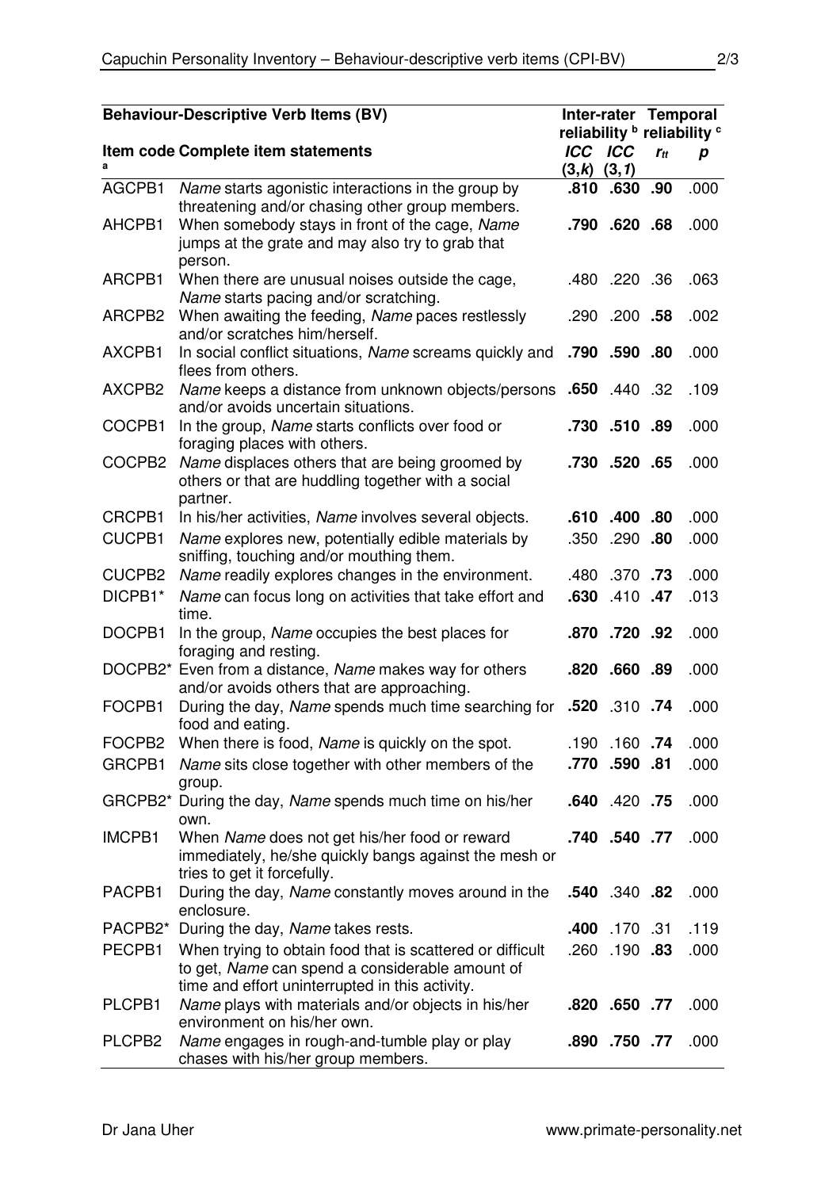| Behaviour-Descriptive Verb Items (BV) | | Inter-rater reliability [b] | | Temporal reliability [c] | |
|---|---|---|---|---|---|
| Item code [a] | Complete item statements | ICC (3,k) | ICC (3,1) | $r_{tt}$ | p |
| AGCPB1 | *Name* starts agonistic interactions in the group by threatening and/or chasing other group members. | **.810** | **.630** | **.90** | .000 |
| AHCPB1 | When somebody stays in front of the cage, *Name* jumps at the grate and may also try to grab that person. | **.790** | **.620** | **.68** | .000 |
| ARCPB1 | When there are unusual noises outside the cage, *Name* starts pacing and/or scratching. | .480 | .220 | .36 | .063 |
| ARCPB2 | When awaiting the feeding, *Name* paces restlessly and/or scratches him/herself. | .290 | .200 | **.58** | .002 |
| AXCPB1 | In social conflict situations, *Name* screams quickly and flees from others. | **.790** | **.590** | **.80** | .000 |
| AXCPB2 | *Name* keeps a distance from unknown objects/persons and/or avoids uncertain situations. | **.650** | .440 | .32 | .109 |
| COCPB1 | In the group, *Name* starts conflicts over food or foraging places with others. | **.730** | **.510** | **.89** | .000 |
| COCPB2 | *Name* displaces others that are being groomed by others or that are huddling together with a social partner. | **.730** | **.520** | **.65** | .000 |
| CRCPB1 | In his/her activities, *Name* involves several objects. | **.610** | **.400** | **.80** | .000 |
| CUCPB1 | *Name* explores new, potentially edible materials by sniffing, touching and/or mouthing them. | .350 | .290 | **.80** | .000 |
| CUCPB2 | *Name* readily explores changes in the environment. | .480 | .370 | **.73** | .000 |
| DICPB1* | *Name* can focus long on activities that take effort and time. | **.630** | .410 | **.47** | .013 |
| DOCPB1 | In the group, *Name* occupies the best places for foraging and resting. | **.870** | **.720** | **.92** | .000 |
| DOCPB2* | Even from a distance, *Name* makes way for others and/or avoids others that are approaching. | **.820** | **.660** | **.89** | .000 |
| FOCPB1 | During the day, *Name* spends much time searching for food and eating. | **.520** | .310 | **.74** | .000 |
| FOCPB2 | When there is food, *Name* is quickly on the spot. | .190 | .160 | **.74** | .000 |
| GRCPB1 | *Name* sits close together with other members of the group. | **.770** | **.590** | **.81** | .000 |
| GRCPB2* | During the day, *Name* spends much time on his/her own. | **.640** | .420 | **.75** | .000 |
| IMCPB1 | When *Name* does not get his/her food or reward immediately, he/she quickly bangs against the mesh or tries to get it forcefully. | **.740** | **.540** | **.77** | .000 |
| PACPB1 | During the day, *Name* constantly moves around in the enclosure. | **.540** | .340 | **.82** | .000 |
| PACPB2* | During the day, *Name* takes rests. | **.400** | .170 | .31 | .119 |
| PECPB1 | When trying to obtain food that is scattered or difficult to get, *Name* can spend a considerable amount of time and effort uninterrupted in this activity. | .260 | .190 | **.83** | .000 |
| PLCPB1 | *Name* plays with materials and/or objects in his/her environment on his/her own. | **.820** | **.650** | **.77** | .000 |
| PLCPB2 | *Name* engages in rough-and-tumble play or play chases with his/her group members. | **.890** | **.750** | **.77** | .000 |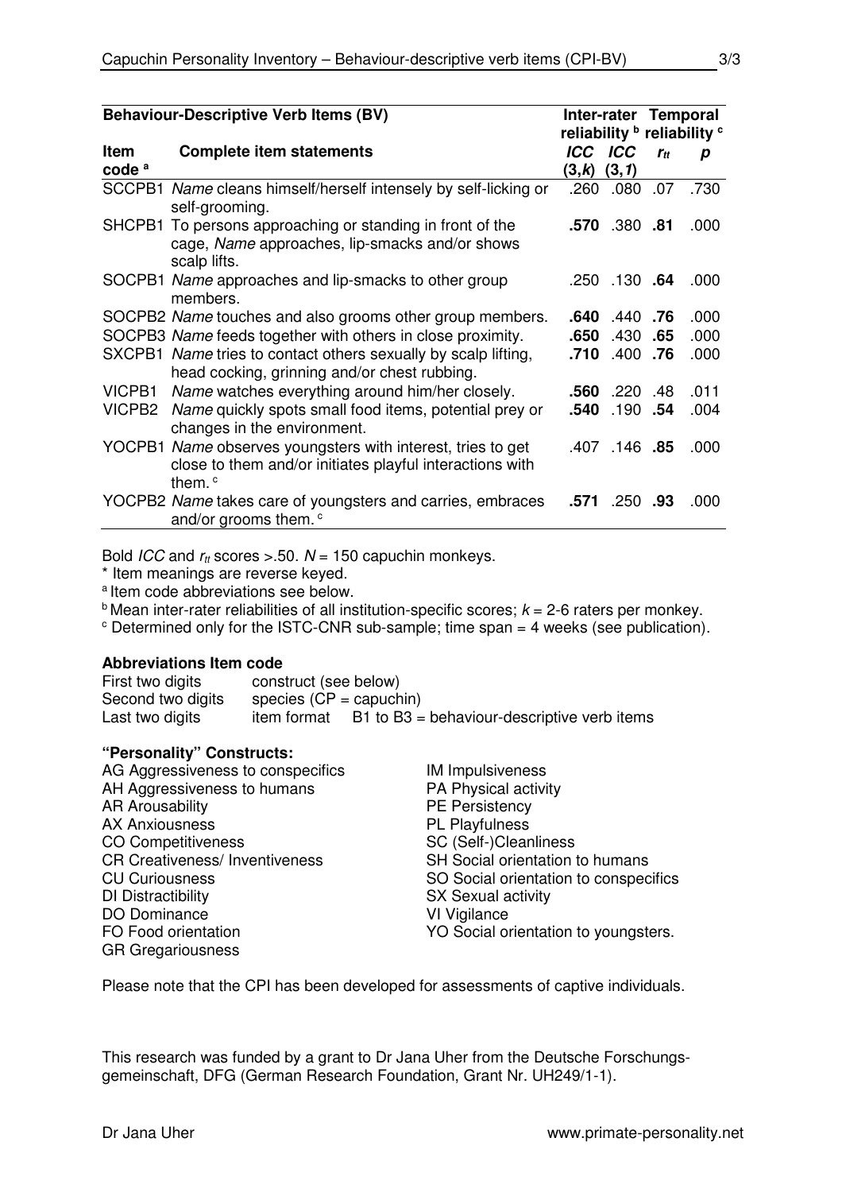| **Behaviour-Descriptive Verb Items (BV)** | | **Inter-rater reliability** [b] | | **Temporal reliability** [c] | |
|---|---|---|---|---|---|
| **Item code** [a] | **Complete item statements** | ***ICC* (3,*k*)** | ***ICC* (3,*1*)** | $r_{tt}$ | ***p*** |
| SCCPB1 | *Name* cleans himself/herself intensely by self-licking or self-grooming. | .260 | .080 | .07 | .730 |
| SHCPB1 | To persons approaching or standing in front of the cage, *Name* approaches, lip-smacks and/or shows scalp lifts. | **.570** | .380 | **.81** | .000 |
| SOCPB1 | *Name* approaches and lip-smacks to other group members. | .250 | .130 | **.64** | .000 |
| SOCPB2 | *Name* touches and also grooms other group members. | **.640** | .440 | **.76** | .000 |
| SOCPB3 | *Name* feeds together with others in close proximity. | **.650** | .430 | **.65** | .000 |
| SXCPB1 | *Name* tries to contact others sexually by scalp lifting, head cocking, grinning and/or chest rubbing. | **.710** | .400 | **.76** | .000 |
| VICPB1 | *Name* watches everything around him/her closely. | **.560** | .220 | .48 | .011 |
| VICPB2 | *Name* quickly spots small food items, potential prey or changes in the environment. | **.540** | .190 | **.54** | .004 |
| YOCPB1 | *Name* observes youngsters with interest, tries to get close to them and/or initiates playful interactions with them. [c] | .407 | .146 | **.85** | .000 |
| YOCPB2 | *Name* takes care of youngsters and carries, embraces and/or grooms them. [c] | **.571** | .250 | **.93** | .000 |

Bold *ICC* and $r_{tt}$ scores >.50. $N = 150$ capuchin monkeys.
* Item meanings are reverse keyed.
[a] Item code abbreviations see below.
[b] Mean inter-rater reliabilities of all institution-specific scores; $k = 2$-6 raters per monkey.
[c] Determined only for the ISTC-CNR sub-sample; time span = 4 weeks (see publication).

**Abbreviations Item code**

| | | |
|---|---|---|
| First two digits | construct (see below) | |
| Second two digits | species (CP = capuchin) | |
| Last two digits | item format | B1 to B3 = behaviour-descriptive verb items |

**"Personality" Constructs:**

AG Aggressiveness to conspecifics
AH Aggressiveness to humans
AR Arousability
AX Anxiousness
CO Competitiveness
CR Creativeness/ Inventiveness
CU Curiousness
DI Distractibility
DO Dominance
FO Food orientation
GR Gregariousness
IM Impulsiveness
PA Physical activity
PE Persistency
PL Playfulness
SC (Self-)Cleanliness
SH Social orientation to humans
SO Social orientation to conspecifics
SX Sexual activity
VI Vigilance
YO Social orientation to youngsters.

Please note that the CPI has been developed for assessments of captive individuals.

This research was funded by a grant to Dr Jana Uher from the Deutsche Forschungsgemeinschaft, DFG (German Research Foundation, Grant Nr. UH249/1-1).

Dr Jana Uher www.primate-personality.net